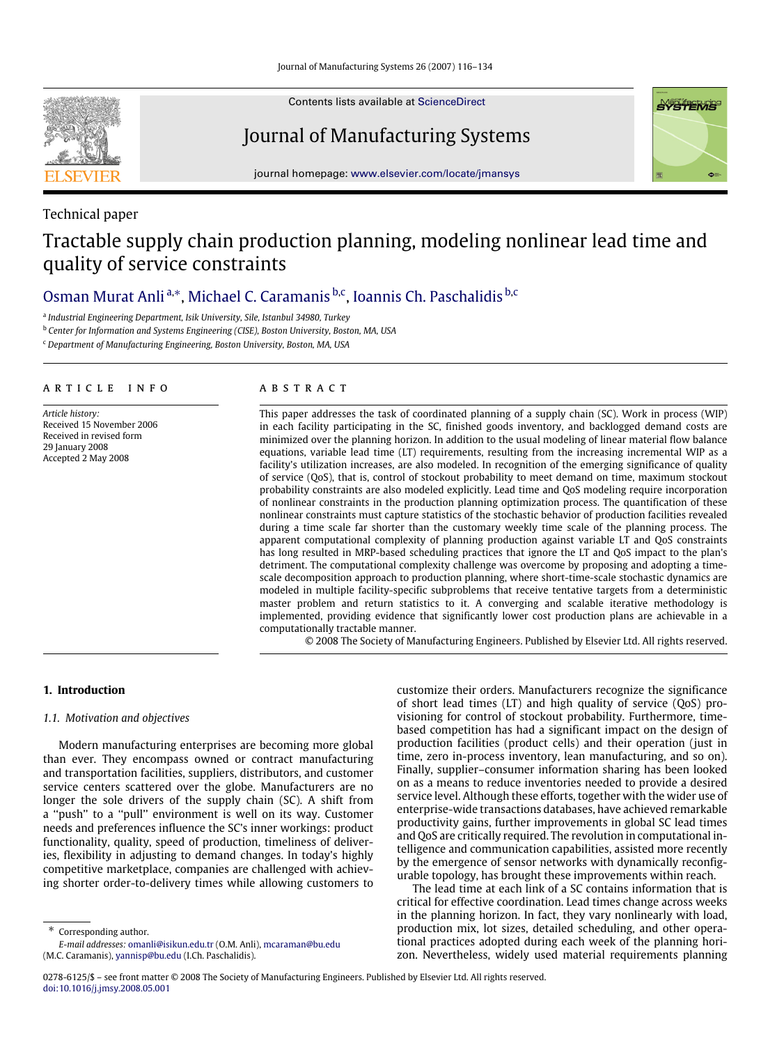Contents lists available at ScienceDirect

# Journal of Manufacturing Systems

journal homepage: www.elsevier.com/locate/jmansys

Technical paper

# Tractable supply chain production planning, modeling nonlinear lead time and quality of service constraints

Osman Murat Anli [a,*], Michael C. Caramanis [b,c], Ioannis Ch. Paschalidis [b,c]

[a] *Industrial Engineering Department, Isik University, Sile, Istanbul 34980, Turkey*

[b] *Center for Information and Systems Engineering (CISE), Boston University, Boston, MA, USA*

[c] *Department of Manufacturing Engineering, Boston University, Boston, MA, USA*

## ARTICLE INFO

*Article history:*
Received 15 November 2006
Received in revised form
29 January 2008
Accepted 2 May 2008

## ABSTRACT

This paper addresses the task of coordinated planning of a supply chain (SC). Work in process (WIP) in each facility participating in the SC, finished goods inventory, and backlogged demand costs are minimized over the planning horizon. In addition to the usual modeling of linear material flow balance equations, variable lead time (LT) requirements, resulting from the increasing incremental WIP as a facility's utilization increases, are also modeled. In recognition of the emerging significance of quality of service (QoS), that is, control of stockout probability to meet demand on time, maximum stockout probability constraints are also modeled explicitly. Lead time and QoS modeling require incorporation of nonlinear constraints in the production planning optimization process. The quantification of these nonlinear constraints must capture statistics of the stochastic behavior of production facilities revealed during a time scale far shorter than the customary weekly time scale of the planning process. The apparent computational complexity of planning production against variable LT and QoS constraints has long resulted in MRP-based scheduling practices that ignore the LT and QoS impact to the plan's detriment. The computational complexity challenge was overcome by proposing and adopting a time-scale decomposition approach to production planning, where short-time-scale stochastic dynamics are modeled in multiple facility-specific subproblems that receive tentative targets from a deterministic master problem and return statistics to it. A converging and scalable iterative methodology is implemented, providing evidence that significantly lower cost production plans are achievable in a computationally tractable manner.

© 2008 The Society of Manufacturing Engineers. Published by Elsevier Ltd. All rights reserved.

## 1. Introduction

### 1.1. Motivation and objectives

Modern manufacturing enterprises are becoming more global than ever. They encompass owned or contract manufacturing and transportation facilities, suppliers, distributors, and customer service centers scattered over the globe. Manufacturers are no longer the sole drivers of the supply chain (SC). A shift from a "push" to a "pull" environment is well on its way. Customer needs and preferences influence the SC's inner workings: product functionality, quality, speed of production, timeliness of deliveries, flexibility in adjusting to demand changes. In today's highly competitive marketplace, companies are challenged with achieving shorter order-to-delivery times while allowing customers to customize their orders. Manufacturers recognize the significance of short lead times (LT) and high quality of service (QoS) provisioning for control of stockout probability. Furthermore, time-based competition has had a significant impact on the design of production facilities (product cells) and their operation (just in time, zero in-process inventory, lean manufacturing, and so on). Finally, supplier–consumer information sharing has been looked on as a means to reduce inventories needed to provide a desired service level. Although these efforts, together with the wider use of enterprise-wide transactions databases, have achieved remarkable productivity gains, further improvements in global SC lead times and QoS are critically required. The revolution in computational intelligence and communication capabilities, assisted more recently by the emergence of sensor networks with dynamically reconfigurable topology, has brought these improvements within reach.

The lead time at each link of a SC contains information that is critical for effective coordination. Lead times change across weeks in the planning horizon. In fact, they vary nonlinearly with load, production mix, lot sizes, detailed scheduling, and other operational practices adopted during each week of the planning horizon. Nevertheless, widely used material requirements planning

---

\* Corresponding author.
*E-mail addresses:* omanli@isikun.edu.tr (O.M. Anli), mcaraman@bu.edu (M.C. Caramanis), yannisp@bu.edu (I.Ch. Paschalidis).

0278-6125/$ – see front matter © 2008 The Society of Manufacturing Engineers. Published by Elsevier Ltd. All rights reserved.
doi:10.1016/j.jmsy.2008.05.001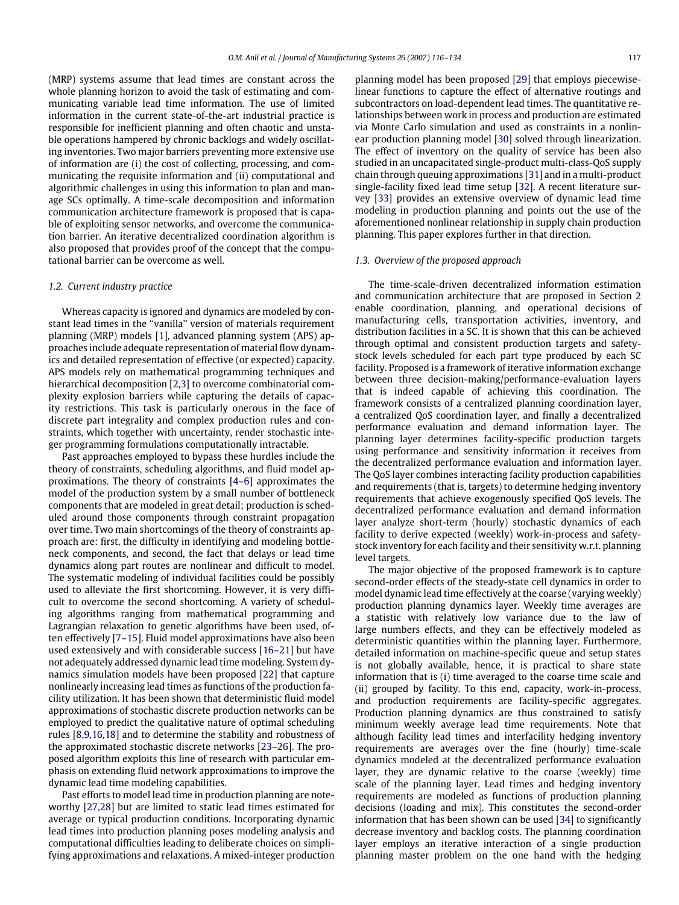(MRP) systems assume that lead times are constant across the whole planning horizon to avoid the task of estimating and communicating variable lead time information. The use of limited information in the current state-of-the-art industrial practice is responsible for inefficient planning and often chaotic and unstable operations hampered by chronic backlogs and widely oscillating inventories. Two major barriers preventing more extensive use of information are (i) the cost of collecting, processing, and communicating the requisite information and (ii) computational and algorithmic challenges in using this information to plan and manage SCs optimally. A time-scale decomposition and information communication architecture framework is proposed that is capable of exploiting sensor networks, and overcome the communication barrier. An iterative decentralized coordination algorithm is also proposed that provides proof of the concept that the computational barrier can be overcome as well.

### 1.2. Current industry practice

Whereas capacity is ignored and dynamics are modeled by constant lead times in the ''vanilla'' version of materials requirement planning (MRP) models [1], advanced planning system (APS) approaches include adequate representation of material flow dynamics and detailed representation of effective (or expected) capacity. APS models rely on mathematical programming techniques and hierarchical decomposition [2,3] to overcome combinatorial complexity explosion barriers while capturing the details of capacity restrictions. This task is particularly onerous in the face of discrete part integrality and complex production rules and constraints, which together with uncertainty, render stochastic integer programming formulations computationally intractable.

Past approaches employed to bypass these hurdles include the theory of constraints, scheduling algorithms, and fluid model approximations. The theory of constraints [4–6] approximates the model of the production system by a small number of bottleneck components that are modeled in great detail; production is scheduled around those components through constraint propagation over time. Two main shortcomings of the theory of constraints approach are: first, the difficulty in identifying and modeling bottleneck components, and second, the fact that delays or lead time dynamics along part routes are nonlinear and difficult to model. The systematic modeling of individual facilities could be possibly used to alleviate the first shortcoming. However, it is very difficult to overcome the second shortcoming. A variety of scheduling algorithms ranging from mathematical programming and Lagrangian relaxation to genetic algorithms have been used, often effectively [7–15]. Fluid model approximations have also been used extensively and with considerable success [16–21] but have not adequately addressed dynamic lead time modeling. System dynamics simulation models have been proposed [22] that capture nonlinearly increasing lead times as functions of the production facility utilization. It has been shown that deterministic fluid model approximations of stochastic discrete production networks can be employed to predict the qualitative nature of optimal scheduling rules [8,9,16,18] and to determine the stability and robustness of the approximated stochastic discrete networks [23–26]. The proposed algorithm exploits this line of research with particular emphasis on extending fluid network approximations to improve the dynamic lead time modeling capabilities.

Past efforts to model lead time in production planning are noteworthy [27,28] but are limited to static lead times estimated for average or typical production conditions. Incorporating dynamic lead times into production planning poses modeling analysis and computational difficulties leading to deliberate choices on simplifying approximations and relaxations. A mixed-integer production planning model has been proposed [29] that employs piecewise-linear functions to capture the effect of alternative routings and subcontractors on load-dependent lead times. The quantitative relationships between work in process and production are estimated via Monte Carlo simulation and used as constraints in a nonlinear production planning model [30] solved through linearization. The effect of inventory on the quality of service has been also studied in an uncapacitated single-product multi-class-QoS supply chain through queuing approximations [31] and in a multi-product single-facility fixed lead time setup [32]. A recent literature survey [33] provides an extensive overview of dynamic lead time modeling in production planning and points out the use of the aforementioned nonlinear relationship in supply chain production planning. This paper explores further in that direction.

### 1.3. Overview of the proposed approach

The time-scale-driven decentralized information estimation and communication architecture that are proposed in Section 2 enable coordination, planning, and operational decisions of manufacturing cells, transportation activities, inventory, and distribution facilities in a SC. It is shown that this can be achieved through optimal and consistent production targets and safety-stock levels scheduled for each part type produced by each SC facility. Proposed is a framework of iterative information exchange between three decision-making/performance-evaluation layers that is indeed capable of achieving this coordination. The framework consists of a centralized planning coordination layer, a centralized QoS coordination layer, and finally a decentralized performance evaluation and demand information layer. The planning layer determines facility-specific production targets using performance and sensitivity information it receives from the decentralized performance evaluation and information layer. The QoS layer combines interacting facility production capabilities and requirements (that is, targets) to determine hedging inventory requirements that achieve exogenously specified QoS levels. The decentralized performance evaluation and demand information layer analyze short-term (hourly) stochastic dynamics of each facility to derive expected (weekly) work-in-process and safety-stock inventory for each facility and their sensitivity w.r.t. planning level targets.

The major objective of the proposed framework is to capture second-order effects of the steady-state cell dynamics in order to model dynamic lead time effectively at the coarse (varying weekly) production planning dynamics layer. Weekly time averages are a statistic with relatively low variance due to the law of large numbers effects, and they can be effectively modeled as deterministic quantities within the planning layer. Furthermore, detailed information on machine-specific queue and setup states is not globally available, hence, it is practical to share state information that is (i) time averaged to the coarse time scale and (ii) grouped by facility. To this end, capacity, work-in-process, and production requirements are facility-specific aggregates. Production planning dynamics are thus constrained to satisfy minimum weekly average lead time requirements. Note that although facility lead times and interfacility hedging inventory requirements are averages over the fine (hourly) time-scale dynamics modeled at the decentralized performance evaluation layer, they are dynamic relative to the coarse (weekly) time scale of the planning layer. Lead times and hedging inventory requirements are modeled as functions of production planning decisions (loading and mix). This constitutes the second-order information that has been shown can be used [34] to significantly decrease inventory and backlog costs. The planning coordination layer employs an iterative interaction of a single production planning master problem on the one hand with the hedging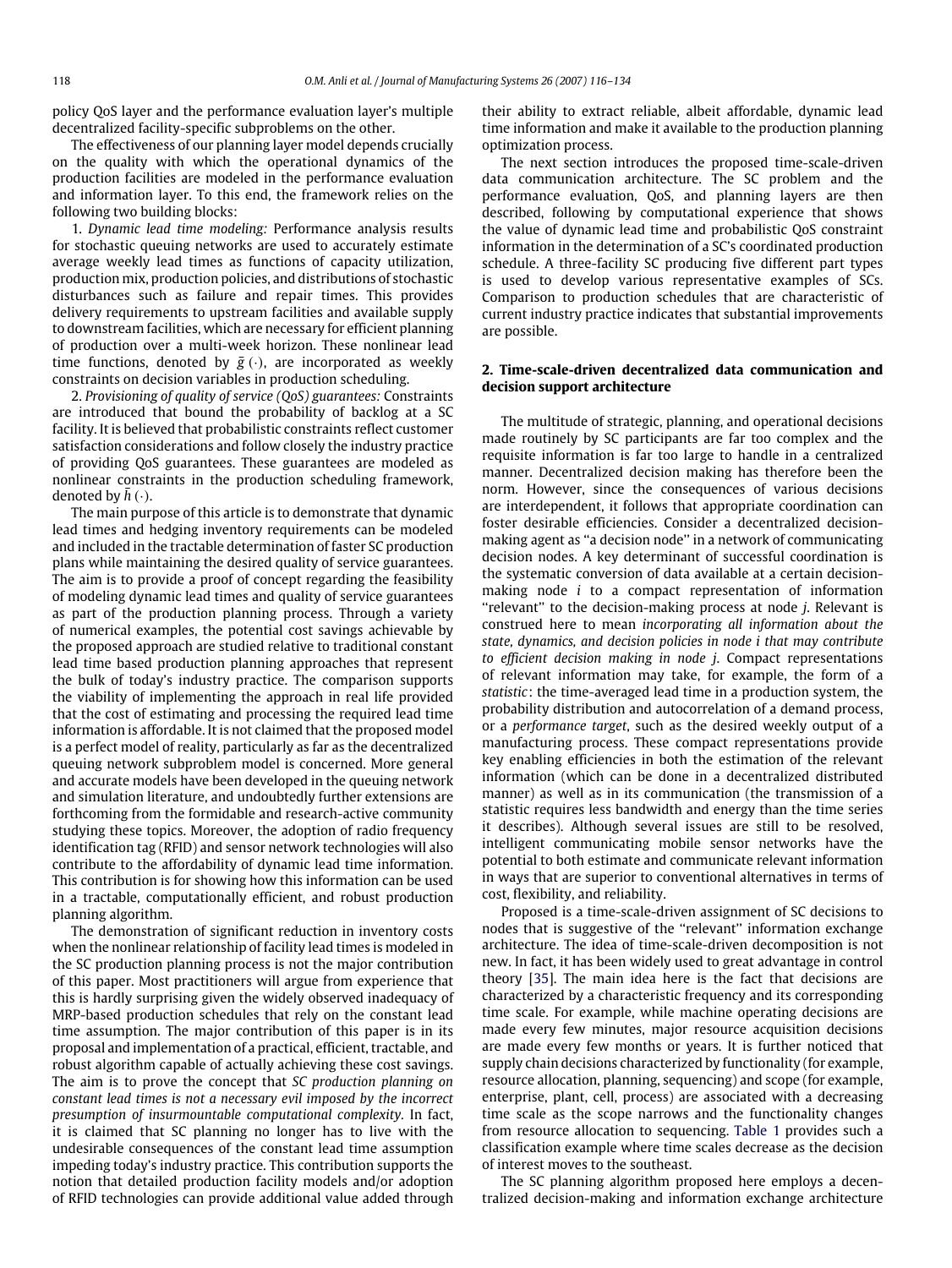policy QoS layer and the performance evaluation layer's multiple decentralized facility-specific subproblems on the other.

The effectiveness of our planning layer model depends crucially on the quality with which the operational dynamics of the production facilities are modeled in the performance evaluation and information layer. To this end, the framework relies on the following two building blocks:

1. *Dynamic lead time modeling:* Performance analysis results for stochastic queuing networks are used to accurately estimate average weekly lead times as functions of capacity utilization, production mix, production policies, and distributions of stochastic disturbances such as failure and repair times. This provides delivery requirements to upstream facilities and available supply to downstream facilities, which are necessary for efficient planning of production over a multi-week horizon. These nonlinear lead time functions, denoted by $\bar{g}(\cdot)$, are incorporated as weekly constraints on decision variables in production scheduling.

2. *Provisioning of quality of service (QoS) guarantees:* Constraints are introduced that bound the probability of backlog at a SC facility. It is believed that probabilistic constraints reflect customer satisfaction considerations and follow closely the industry practice of providing QoS guarantees. These guarantees are modeled as nonlinear constraints in the production scheduling framework, denoted by $\bar{h}(\cdot)$.

The main purpose of this article is to demonstrate that dynamic lead times and hedging inventory requirements can be modeled and included in the tractable determination of faster SC production plans while maintaining the desired quality of service guarantees. The aim is to provide a proof of concept regarding the feasibility of modeling dynamic lead times and quality of service guarantees as part of the production planning process. Through a variety of numerical examples, the potential cost savings achievable by the proposed approach are studied relative to traditional constant lead time based production planning approaches that represent the bulk of today's industry practice. The comparison supports the viability of implementing the approach in real life provided that the cost of estimating and processing the required lead time information is affordable. It is not claimed that the proposed model is a perfect model of reality, particularly as far as the decentralized queuing network subproblem model is concerned. More general and accurate models have been developed in the queuing network and simulation literature, and undoubtedly further extensions are forthcoming from the formidable and research-active community studying these topics. Moreover, the adoption of radio frequency identification tag (RFID) and sensor network technologies will also contribute to the affordability of dynamic lead time information. This contribution is for showing how this information can be used in a tractable, computationally efficient, and robust production planning algorithm.

The demonstration of significant reduction in inventory costs when the nonlinear relationship of facility lead times is modeled in the SC production planning process is not the major contribution of this paper. Most practitioners will argue from experience that this is hardly surprising given the widely observed inadequacy of MRP-based production schedules that rely on the constant lead time assumption. The major contribution of this paper is in its proposal and implementation of a practical, efficient, tractable, and robust algorithm capable of actually achieving these cost savings. The aim is to prove the concept that *SC production planning on constant lead times is not a necessary evil imposed by the incorrect presumption of insurmountable computational complexity*. In fact, it is claimed that SC planning no longer has to live with the undesirable consequences of the constant lead time assumption impeding today's industry practice. This contribution supports the notion that detailed production facility models and/or adoption of RFID technologies can provide additional value added through their ability to extract reliable, albeit affordable, dynamic lead time information and make it available to the production planning optimization process.

The next section introduces the proposed time-scale-driven data communication architecture. The SC problem and the performance evaluation, QoS, and planning layers are then described, following by computational experience that shows the value of dynamic lead time and probabilistic QoS constraint information in the determination of a SC's coordinated production schedule. A three-facility SC producing five different part types is used to develop various representative examples of SCs. Comparison to production schedules that are characteristic of current industry practice indicates that substantial improvements are possible.

## 2. Time-scale-driven decentralized data communication and decision support architecture

The multitude of strategic, planning, and operational decisions made routinely by SC participants are far too complex and the requisite information is far too large to handle in a centralized manner. Decentralized decision making has therefore been the norm. However, since the consequences of various decisions are interdependent, it follows that appropriate coordination can foster desirable efficiencies. Consider a decentralized decision-making agent as "a decision node" in a network of communicating decision nodes. A key determinant of successful coordination is the systematic conversion of data available at a certain decision-making node *i* to a compact representation of information "relevant" to the decision-making process at node *j*. Relevant is construed here to mean *incorporating all information about the state, dynamics, and decision policies in node i that may contribute to efficient decision making in node j*. Compact representations of relevant information may take, for example, the form of a *statistic*: the time-averaged lead time in a production system, the probability distribution and autocorrelation of a demand process, or a *performance target*, such as the desired weekly output of a manufacturing process. These compact representations provide key enabling efficiencies in both the estimation of the relevant information (which can be done in a decentralized distributed manner) as well as in its communication (the transmission of a statistic requires less bandwidth and energy than the time series it describes). Although several issues are still to be resolved, intelligent communicating mobile sensor networks have the potential to both estimate and communicate relevant information in ways that are superior to conventional alternatives in terms of cost, flexibility, and reliability.

Proposed is a time-scale-driven assignment of SC decisions to nodes that is suggestive of the "relevant" information exchange architecture. The idea of time-scale-driven decomposition is not new. In fact, it has been widely used to great advantage in control theory [35]. The main idea here is the fact that decisions are characterized by a characteristic frequency and its corresponding time scale. For example, while machine operating decisions are made every few minutes, major resource acquisition decisions are made every few months or years. It is further noticed that supply chain decisions characterized by functionality (for example, resource allocation, planning, sequencing) and scope (for example, enterprise, plant, cell, process) are associated with a decreasing time scale as the scope narrows and the functionality changes from resource allocation to sequencing. Table 1 provides such a classification example where time scales decrease as the decision of interest moves to the southeast.

The SC planning algorithm proposed here employs a decentralized decision-making and information exchange architecture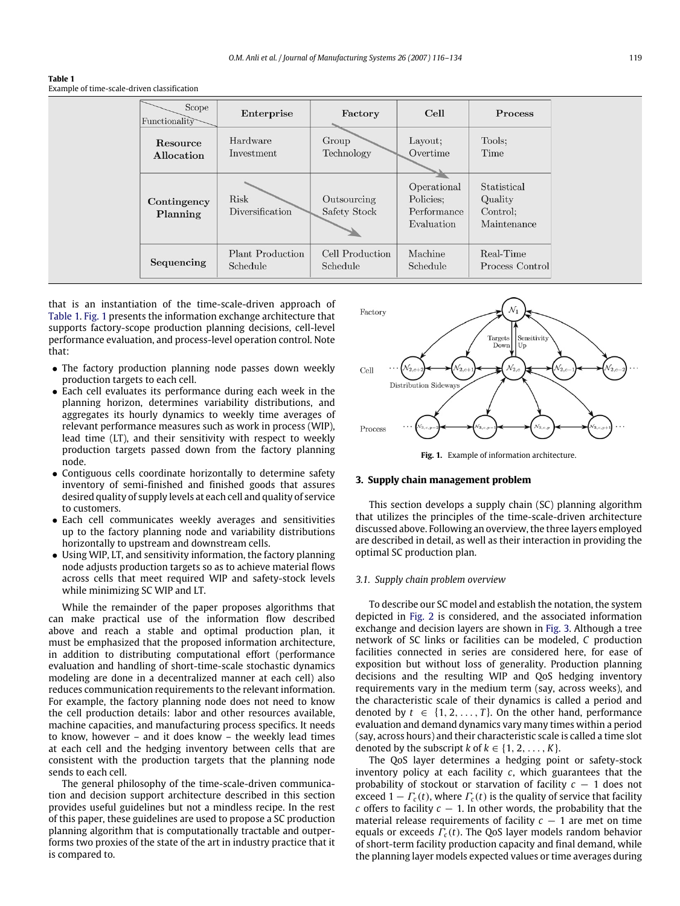**Table 1**
Example of time-scale-driven classification

| Functionality \ Scope | Enterprise | Factory | Cell | Process |
|---|---|---|---|---|
| **Resource Allocation** | Hardware Investment | Group Technology | Layout; Overtime | Tools; Time |
| **Contingency Planning** | Risk Diversification | Outsourcing Safety Stock | Operational Policies; Performance Evaluation | Statistical Quality Control; Maintenance |
| **Sequencing** | Plant Production Schedule | Cell Production Schedule | Machine Schedule | Real-Time Process Control |

that is an instantiation of the time-scale-driven approach of Table 1. Fig. 1 presents the information exchange architecture that supports factory-scope production planning decisions, cell-level performance evaluation, and process-level operation control. Note that:

- The factory production planning node passes down weekly production targets to each cell.
- Each cell evaluates its performance during each week in the planning horizon, determines variability distributions, and aggregates its hourly dynamics to weekly time averages of relevant performance measures such as work in process (WIP), lead time (LT), and their sensitivity with respect to weekly production targets passed down from the factory planning node.
- Contiguous cells coordinate horizontally to determine safety inventory of semi-finished and finished goods that assures desired quality of supply levels at each cell and quality of service to customers.
- Each cell communicates weekly averages and sensitivities up to the factory planning node and variability distributions horizontally to upstream and downstream cells.
- Using WIP, LT, and sensitivity information, the factory planning node adjusts production targets so as to achieve material flows across cells that meet required WIP and safety-stock levels while minimizing SC WIP and LT.

While the remainder of the paper proposes algorithms that can make practical use of the information flow described above and reach a stable and optimal production plan, it must be emphasized that the proposed information architecture, in addition to distributing computational effort (performance evaluation and handling of short-time-scale stochastic dynamics modeling are done in a decentralized manner at each cell) also reduces communication requirements to the relevant information. For example, the factory planning node does not need to know the cell production details: labor and other resources available, machine capacities, and manufacturing process specifics. It needs to know, however – and it does know – the weekly lead times at each cell and the hedging inventory between cells that are consistent with the production targets that the planning node sends to each cell.

The general philosophy of the time-scale-driven communication and decision support architecture described in this section provides useful guidelines but not a mindless recipe. In the rest of this paper, these guidelines are used to propose a SC production planning algorithm that is computationally tractable and outperforms two proxies of the state of the art in industry practice that it is compared to.

**Fig. 1.** Example of information architecture.

## 3. Supply chain management problem

This section develops a supply chain (SC) planning algorithm that utilizes the principles of the time-scale-driven architecture discussed above. Following an overview, the three layers employed are described in detail, as well as their interaction in providing the optimal SC production plan.

### 3.1. Supply chain problem overview

To describe our SC model and establish the notation, the system depicted in Fig. 2 is considered, and the associated information exchange and decision layers are shown in Fig. 3. Although a tree network of SC links or facilities can be modeled, $C$ production facilities connected in series are considered here, for ease of exposition but without loss of generality. Production planning decisions and the resulting WIP and QoS hedging inventory requirements vary in the medium term (say, across weeks), and the characteristic scale of their dynamics is called a period and denoted by $t \in \{1, 2, \ldots, T\}$. On the other hand, performance evaluation and demand dynamics vary many times within a period (say, across hours) and their characteristic scale is called a time slot denoted by the subscript $k$ of $k \in \{1, 2, \ldots, K\}$.

The QoS layer determines a hedging point or safety-stock inventory policy at each facility $c$, which guarantees that the probability of stockout or starvation of facility $c - 1$ does not exceed $1 - \Gamma_c(t)$, where $\Gamma_c(t)$ is the quality of service that facility $c$ offers to facility $c - 1$. In other words, the probability that the material release requirements of facility $c - 1$ are met on time equals or exceeds $\Gamma_c(t)$. The QoS layer models random behavior of short-term facility production capacity and final demand, while the planning layer models expected values or time averages during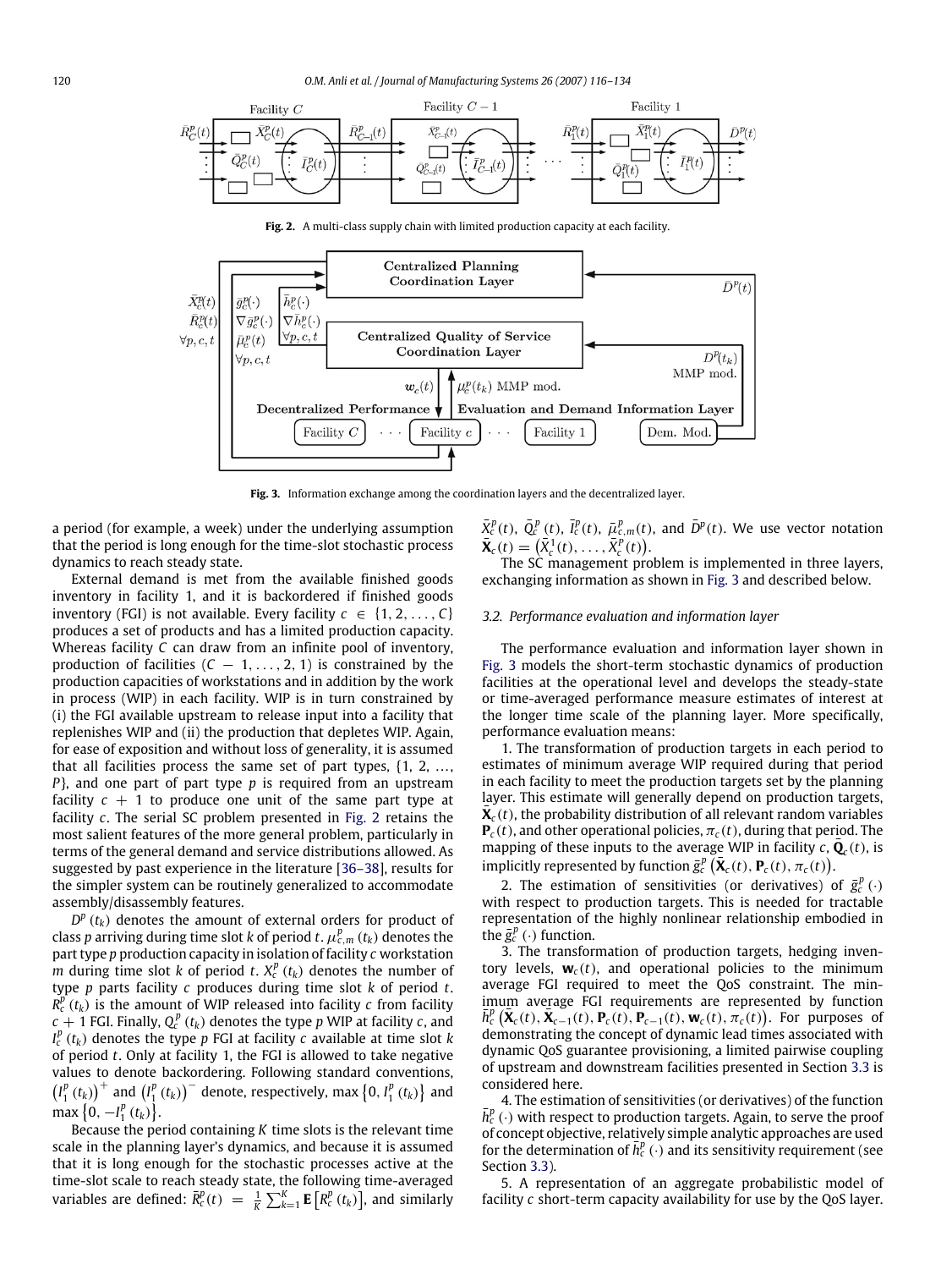Fig. 2. A multi-class supply chain with limited production capacity at each facility.

Fig. 3. Information exchange among the coordination layers and the decentralized layer.

a period (for example, a week) under the underlying assumption that the period is long enough for the time-slot stochastic process dynamics to reach steady state.

External demand is met from the available finished goods inventory in facility 1, and it is backordered if finished goods inventory (FGI) is not available. Every facility $c \in \{1, 2, \ldots, C\}$ produces a set of products and has a limited production capacity. Whereas facility $C$ can draw from an infinite pool of inventory, production of facilities $(C-1, \ldots, 2, 1)$ is constrained by the production capacities of workstations and in addition by the work in process (WIP) in each facility. WIP is in turn constrained by (i) the FGI available upstream to release input into a facility that replenishes WIP and (ii) the production that depletes WIP. Again, for ease of exposition and without loss of generality, it is assumed that all facilities process the same set of part types, $\{1, 2, \ldots, P\}$, and one part of part type $p$ is required from an upstream facility $c+1$ to produce one unit of the same part type at facility $c$. The serial SC problem presented in Fig. 2 retains the most salient features of the more general problem, particularly in terms of the general demand and service distributions allowed. As suggested by past experience in the literature [36–38], results for the simpler system can be routinely generalized to accommodate assembly/disassembly features.

$D^p(t_k)$ denotes the amount of external orders for product of class $p$ arriving during time slot $k$ of period $t$. $\mu^p_{c,m}(t_k)$ denotes the part type $p$ production capacity in isolation of facility $c$ workstation $m$ during time slot $k$ of period $t$. $X^p_c(t_k)$ denotes the number of type $p$ parts facility $c$ produces during time slot $k$ of period $t$. $R^p_c(t_k)$ is the amount of WIP released into facility $c$ from facility $c+1$ FGI. Finally, $Q^p_c(t_k)$ denotes the type $p$ WIP at facility $c$, and $I^p_c(t_k)$ denotes the type $p$ FGI at facility $c$ available at time slot $k$ of period $t$. Only at facility 1, the FGI is allowed to take negative values to denote backordering. Following standard conventions, $\left(I^p_1(t_k)\right)^+$ and $\left(I^p_1(t_k)\right)^-$ denote, respectively, $\max\left\{0, I^p_1(t_k)\right\}$ and $\max\left\{0, -I^p_1(t_k)\right\}$.

Because the period containing $K$ time slots is the relevant time scale in the planning layer's dynamics, and because it is assumed that it is long enough for the stochastic processes active at the time-slot scale to reach steady state, the following time-averaged variables are defined: $\bar{R}^p_c(t) = \frac{1}{K}\sum_{k=1}^{K} \mathbf{E}\left[R^p_c(t_k)\right]$, and similarly $\bar{X}^p_c(t)$, $\bar{Q}^p_c(t)$, $\bar{I}^p_c(t)$, $\bar{\mu}^p_{c,m}(t)$, and $\bar{D}^p(t)$. We use vector notation $\bar{\mathbf{X}}_c(t) = \left(\bar{X}^1_c(t), \ldots, \bar{X}^P_c(t)\right)$.

The SC management problem is implemented in three layers, exchanging information as shown in Fig. 3 and described below.

### 3.2. Performance evaluation and information layer

The performance evaluation and information layer shown in Fig. 3 models the short-term stochastic dynamics of production facilities at the operational level and develops the steady-state or time-averaged performance measure estimates of interest at the longer time scale of the planning layer. More specifically, performance evaluation means:

1. The transformation of production targets in each period to estimates of minimum average WIP required during that period in each facility to meet the production targets set by the planning layer. This estimate will generally depend on production targets, $\bar{\mathbf{X}}_c(t)$, the probability distribution of all relevant random variables $\mathbf{P}_c(t)$, and other operational policies, $\pi_c(t)$, during that period. The mapping of these inputs to the average WIP in facility $c$, $\bar{\mathbf{Q}}_c(t)$, is implicitly represented by function $\bar{g}^p_c\left(\bar{\mathbf{X}}_c(t), \mathbf{P}_c(t), \pi_c(t)\right)$.

2. The estimation of sensitivities (or derivatives) of $\bar{g}^p_c(\cdot)$ with respect to production targets. This is needed for tractable representation of the highly nonlinear relationship embodied in the $\bar{g}^p_c(\cdot)$ function.

3. The transformation of production targets, hedging inventory levels, $\mathbf{w}_c(t)$, and operational policies to the minimum average FGI required to meet the QoS constraint. The minimum average FGI requirements are represented by function $\bar{h}^p_c\left(\bar{\mathbf{X}}_c(t), \bar{\mathbf{X}}_{c-1}(t), \mathbf{P}_c(t), \mathbf{P}_{c-1}(t), \mathbf{w}_c(t), \pi_c(t)\right)$. For purposes of demonstrating the concept of dynamic lead times associated with dynamic QoS guarantee provisioning, a limited pairwise coupling of upstream and downstream facilities presented in Section 3.3 is considered here.

4. The estimation of sensitivities (or derivatives) of the function $\bar{h}^p_c(\cdot)$ with respect to production targets. Again, to serve the proof of concept objective, relatively simple analytic approaches are used for the determination of $\bar{h}^p_c(\cdot)$ and its sensitivity requirement (see Section 3.3).

5. A representation of an aggregate probabilistic model of facility $c$ short-term capacity availability for use by the QoS layer.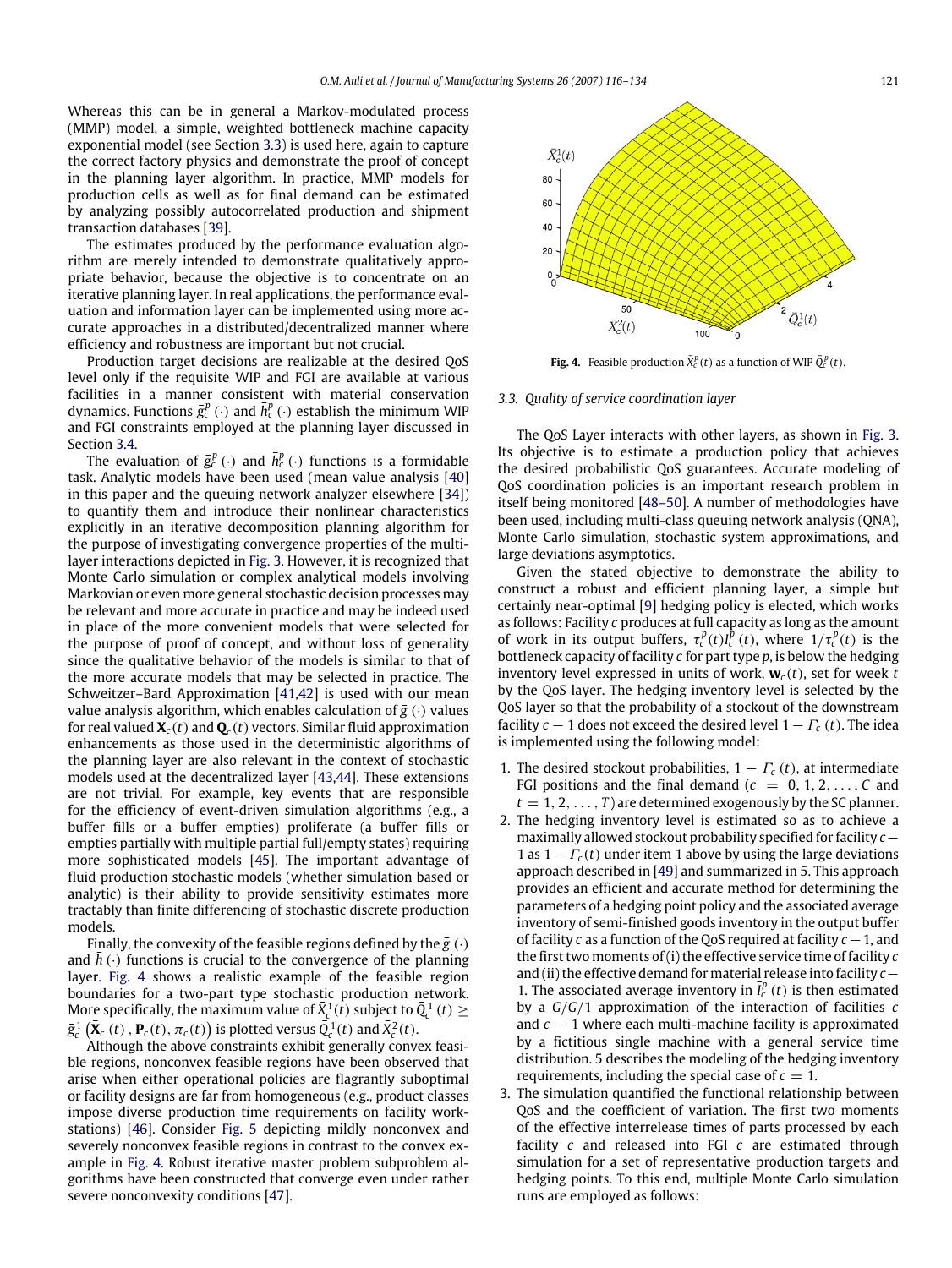Whereas this can be in general a Markov-modulated process (MMP) model, a simple, weighted bottleneck machine capacity exponential model (see Section 3.3) is used here, again to capture the correct factory physics and demonstrate the proof of concept in the planning layer algorithm. In practice, MMP models for production cells as well as for final demand can be estimated by analyzing possibly autocorrelated production and shipment transaction databases [39].

The estimates produced by the performance evaluation algorithm are merely intended to demonstrate qualitatively appropriate behavior, because the objective is to concentrate on an iterative planning layer. In real applications, the performance evaluation and information layer can be implemented using more accurate approaches in a distributed/decentralized manner where efficiency and robustness are important but not crucial.

Production target decisions are realizable at the desired QoS level only if the requisite WIP and FGI are available at various facilities in a manner consistent with material conservation dynamics. Functions $\bar{g}_c^p(\cdot)$ and $\bar{h}_c^p(\cdot)$ establish the minimum WIP and FGI constraints employed at the planning layer discussed in Section 3.4.

The evaluation of $\bar{g}_c^p(\cdot)$ and $\bar{h}_c^p(\cdot)$ functions is a formidable task. Analytic models have been used (mean value analysis [40] in this paper and the queuing network analyzer elsewhere [34]) to quantify them and introduce their nonlinear characteristics explicitly in an iterative decomposition planning algorithm for the purpose of investigating convergence properties of the multi-layer interactions depicted in Fig. 3. However, it is recognized that Monte Carlo simulation or complex analytical models involving Markovian or even more general stochastic decision processes may be relevant and more accurate in practice and may be indeed used in place of the more convenient models that were selected for the purpose of proof of concept, and without loss of generality since the qualitative behavior of the models is similar to that of the more accurate models that may be selected in practice. The Schweitzer–Bard Approximation [41,42] is used with our mean value analysis algorithm, which enables calculation of $\bar{g}(\cdot)$ values for real valued $\bar{\mathbf{X}}_c(t)$ and $\bar{\mathbf{Q}}_c(t)$ vectors. Similar fluid approximation enhancements as those used in the deterministic algorithms of the planning layer are also relevant in the context of stochastic models used at the decentralized layer [43,44]. These extensions are not trivial. For example, key events that are responsible for the efficiency of event-driven simulation algorithms (e.g., a buffer fills or a buffer empties) proliferate (a buffer fills or empties partially with multiple partial full/empty states) requiring more sophisticated models [45]. The important advantage of fluid production stochastic models (whether simulation based or analytic) is their ability to provide sensitivity estimates more tractably than finite differencing of stochastic discrete production models.

Finally, the convexity of the feasible regions defined by the $\bar{g}(\cdot)$ and $\bar{h}(\cdot)$ functions is crucial to the convergence of the planning layer. Fig. 4 shows a realistic example of the feasible region boundaries for a two-part type stochastic production network. More specifically, the maximum value of $\bar{X}_c^1(t)$ subject to $\bar{Q}_c^1(t) \geq \bar{g}_c^1(\bar{\mathbf{X}}_c(t), \mathbf{P}_c(t), \pi_c(t))$ is plotted versus $\bar{Q}_c^1(t)$ and $\bar{X}_c^2(t)$.

Although the above constraints exhibit generally convex feasible regions, nonconvex feasible regions have been observed that arise when either operational policies are flagrantly suboptimal or facility designs are far from homogeneous (e.g., product classes impose diverse production time requirements on facility workstations) [46]. Consider Fig. 5 depicting mildly nonconvex and severely nonconvex feasible regions in contrast to the convex example in Fig. 4. Robust iterative master problem subproblem algorithms have been constructed that converge even under rather severe nonconvexity conditions [47].

**Fig. 4.** Feasible production $\bar{X}_c^p(t)$ as a function of WIP $\bar{Q}_c^p(t)$.

### 3.3. Quality of service coordination layer

The QoS Layer interacts with other layers, as shown in Fig. 3. Its objective is to estimate a production policy that achieves the desired probabilistic QoS guarantees. Accurate modeling of QoS coordination policies is an important research problem in itself being monitored [48–50]. A number of methodologies have been used, including multi-class queuing network analysis (QNA), Monte Carlo simulation, stochastic system approximations, and large deviations asymptotics.

Given the stated objective to demonstrate the ability to construct a robust and efficient planning layer, a simple but certainly near-optimal [9] hedging policy is elected, which works as follows: Facility $c$ produces at full capacity as long as the amount of work in its output buffers, $\tau_c^p(t)\bar{I}_c^p(t)$, where $1/\tau_c^p(t)$ is the bottleneck capacity of facility $c$ for part type $p$, is below the hedging inventory level expressed in units of work, $\mathbf{w}_c(t)$, set for week $t$ by the QoS layer so that the probability of a stockout of the downstream facility $c-1$ does not exceed the desired level $1-\Gamma_c(t)$. The idea is implemented using the following model:

1. The desired stockout probabilities, $1-\Gamma_c(t)$, at intermediate FGI positions and the final demand ($c = 0, 1, 2, \ldots, C$ and $t = 1, 2, \ldots, T$) are determined exogenously by the SC planner.
2. The hedging inventory level is estimated so as to achieve a maximally allowed stockout probability specified for facility $c-1$ as $1-\Gamma_c(t)$ under item 1 above by using the large deviations approach described in [49] and summarized in 5. This approach provides an efficient and accurate method for determining the parameters of a hedging point policy and the associated average inventory of semi-finished goods inventory in the output buffer of facility $c$ as a function of the QoS required at facility $c-1$, and the first two moments of (i) the effective service time of facility $c$ and (ii) the effective demand for material release into facility $c-1$. The associated average inventory in $\bar{I}_c^p(t)$ is then estimated by a $G/G/1$ approximation of the interaction of facilities $c$ and $c-1$ where each multi-machine facility is approximated by a fictitious single machine with a general service time distribution. 5 describes the modeling of the hedging inventory requirements, including the special case of $c = 1$.
3. The simulation quantified the functional relationship between QoS and the coefficient of variation. The first two moments of the effective interrelease times of parts processed by each facility $c$ and released into FGI $c$ are estimated through simulation for a set of representative production targets and hedging points. To this end, multiple Monte Carlo simulation runs are employed as follows: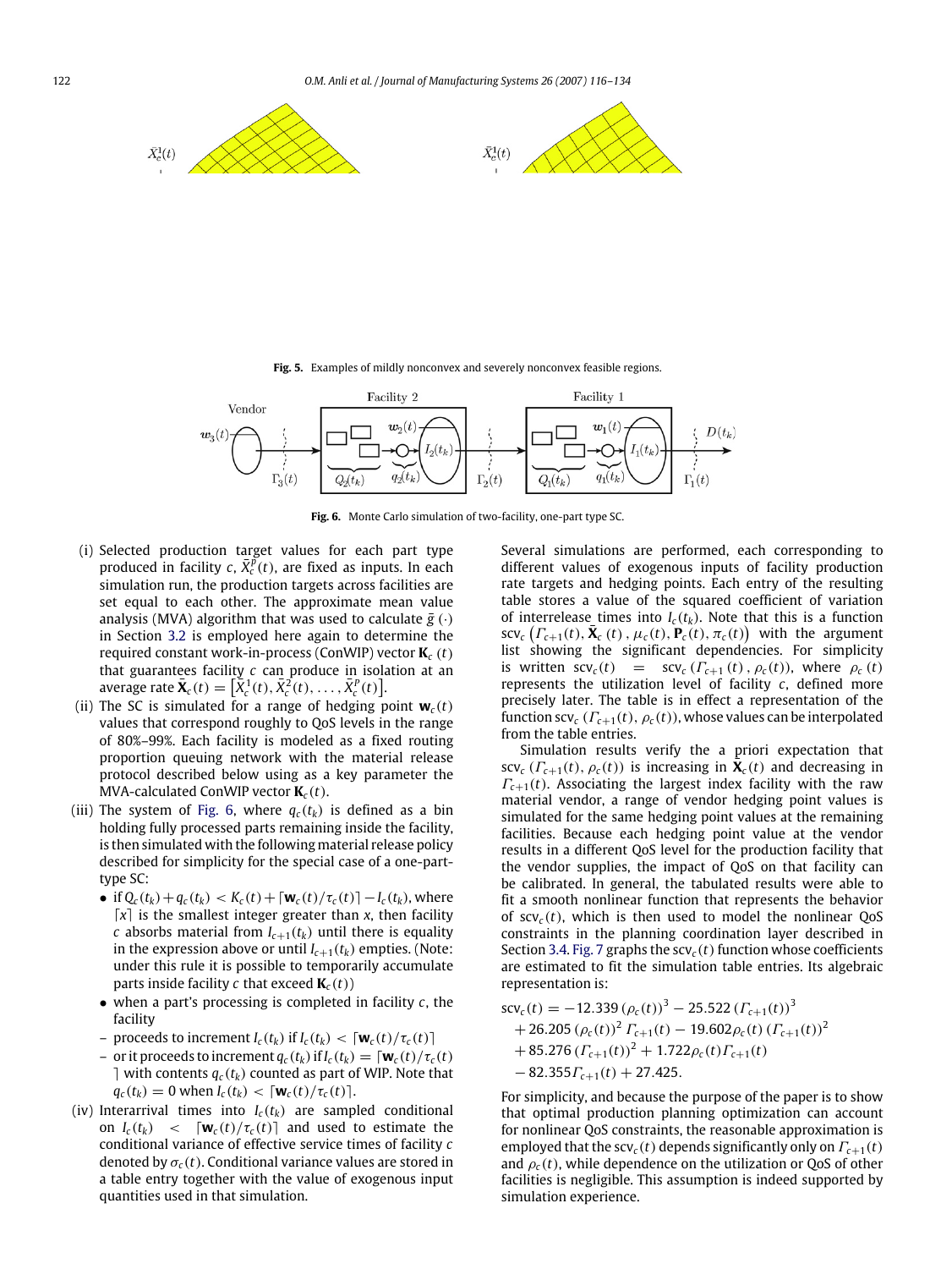Fig. 5. Examples of mildly nonconvex and severely nonconvex feasible regions.

Fig. 6. Monte Carlo simulation of two-facility, one-part type SC.

(i) Selected production target values for each part type produced in facility $c$, $\bar{X}_c^p(t)$, are fixed as inputs. In each simulation run, the production targets across facilities are set equal to each other. The approximate mean value analysis (MVA) algorithm that was used to calculate $\bar{g}(\cdot)$ in Section 3.2 is employed here again to determine the required constant work-in-process (ConWIP) vector $\mathbf{K}_c(t)$ that guarantees facility $c$ can produce in isolation at an average rate $\bar{\mathbf{X}}_c(t) = \left[\bar{X}_c^1(t), \bar{X}_c^2(t), \ldots, \bar{X}_c^P(t)\right]$.

(ii) The SC is simulated for a range of hedging point $\mathbf{w}_c(t)$ values that correspond roughly to QoS levels in the range of 80%–99%. Each facility is modeled as a fixed routing proportion queuing network with the material release protocol described below using as a key parameter the MVA-calculated ConWIP vector $\mathbf{K}_c(t)$.

(iii) The system of Fig. 6, where $q_c(t_k)$ is defined as a bin holding fully processed parts remaining inside the facility, is then simulated with the following material release policy described for simplicity for the special case of a one-part-type SC:

- if $Q_c(t_k) + q_c(t_k) < K_c(t) + \lceil \mathbf{w}_c(t)/\tau_c(t) \rceil - I_c(t_k)$, where $\lceil x \rceil$ is the smallest integer greater than $x$, then facility $c$ absorbs material from $I_{c+1}(t_k)$ until there is equality in the expression above or until $I_{c+1}(t_k)$ empties. (Note: under this rule it is possible to temporarily accumulate parts inside facility $c$ that exceed $\mathbf{K}_c(t)$)
- when a part's processing is completed in facility $c$, the facility
  - proceeds to increment $I_c(t_k)$ if $I_c(t_k) < \lceil \mathbf{w}_c(t)/\tau_c(t) \rceil$
  - or it proceeds to increment $q_c(t_k)$ if $I_c(t_k) = \lceil \mathbf{w}_c(t)/\tau_c(t) \rceil$ with contents $q_c(t_k)$ counted as part of WIP. Note that $q_c(t_k) = 0$ when $I_c(t_k) < \lceil \mathbf{w}_c(t)/\tau_c(t) \rceil$.

(iv) Interarrival times into $I_c(t_k)$ are sampled conditional on $I_c(t_k) < \lceil \mathbf{w}_c(t)/\tau_c(t) \rceil$ and used to estimate the conditional variance of effective service times of facility $c$ denoted by $\sigma_c(t)$. Conditional variance values are stored in a table entry together with the value of exogenous input quantities used in that simulation.

Several simulations are performed, each corresponding to different values of exogenous inputs of facility production rate targets and hedging points. Each entry of the resulting table stores a value of the squared coefficient of variation of interrelease times into $I_c(t_k)$. Note that this is a function $\mathrm{scv}_c\left(\Gamma_{c+1}(t), \bar{\mathbf{X}}_c(t), \mu_c(t), \mathbf{P}_c(t), \pi_c(t)\right)$ with the argument list showing the significant dependencies. For simplicity is written $\mathrm{scv}_c(t) = \mathrm{scv}_c(\Gamma_{c+1}(t), \rho_c(t))$, where $\rho_c(t)$ represents the utilization level of facility $c$, defined more precisely later. The table is in effect a representation of the function $\mathrm{scv}_c(\Gamma_{c+1}(t), \rho_c(t))$, whose values can be interpolated from the table entries.

Simulation results verify the a priori expectation that $\mathrm{scv}_c(\Gamma_{c+1}(t), \rho_c(t))$ is increasing in $\bar{\mathbf{X}}_c(t)$ and decreasing in $\Gamma_{c+1}(t)$. Associating the largest index facility with the raw material vendor, a range of vendor hedging point values is simulated for the same hedging point values at the remaining facilities. Because each hedging point value at the vendor results in a different QoS level for the production facility that the vendor supplies, the impact of QoS on that facility can be calibrated. In general, the tabulated results were able to fit a smooth nonlinear function that represents the behavior of $\mathrm{scv}_c(t)$, which is then used to model the nonlinear QoS constraints in the planning coordination layer described in Section 3.4. Fig. 7 graphs the $\mathrm{scv}_c(t)$ function whose coefficients are estimated to fit the simulation table entries. Its algebraic representation is:

$$
\begin{aligned}
\mathrm{scv}_c(t) = & -12.339\,(\rho_c(t))^3 - 25.522\,(\Gamma_{c+1}(t))^3 \\
& + 26.205\,(\rho_c(t))^2\,\Gamma_{c+1}(t) - 19.602\rho_c(t)\,(\Gamma_{c+1}(t))^2 \\
& + 85.276\,(\Gamma_{c+1}(t))^2 + 1.722\rho_c(t)\Gamma_{c+1}(t) \\
& - 82.355\Gamma_{c+1}(t) + 27.425.
\end{aligned}
$$

For simplicity, and because the purpose of the paper is to show that optimal production planning optimization can account for nonlinear QoS constraints, the reasonable approximation is employed that the $\mathrm{scv}_c(t)$ depends significantly only on $\Gamma_{c+1}(t)$ and $\rho_c(t)$, while dependence on the utilization or QoS of other facilities is negligible. This assumption is indeed supported by simulation experience.